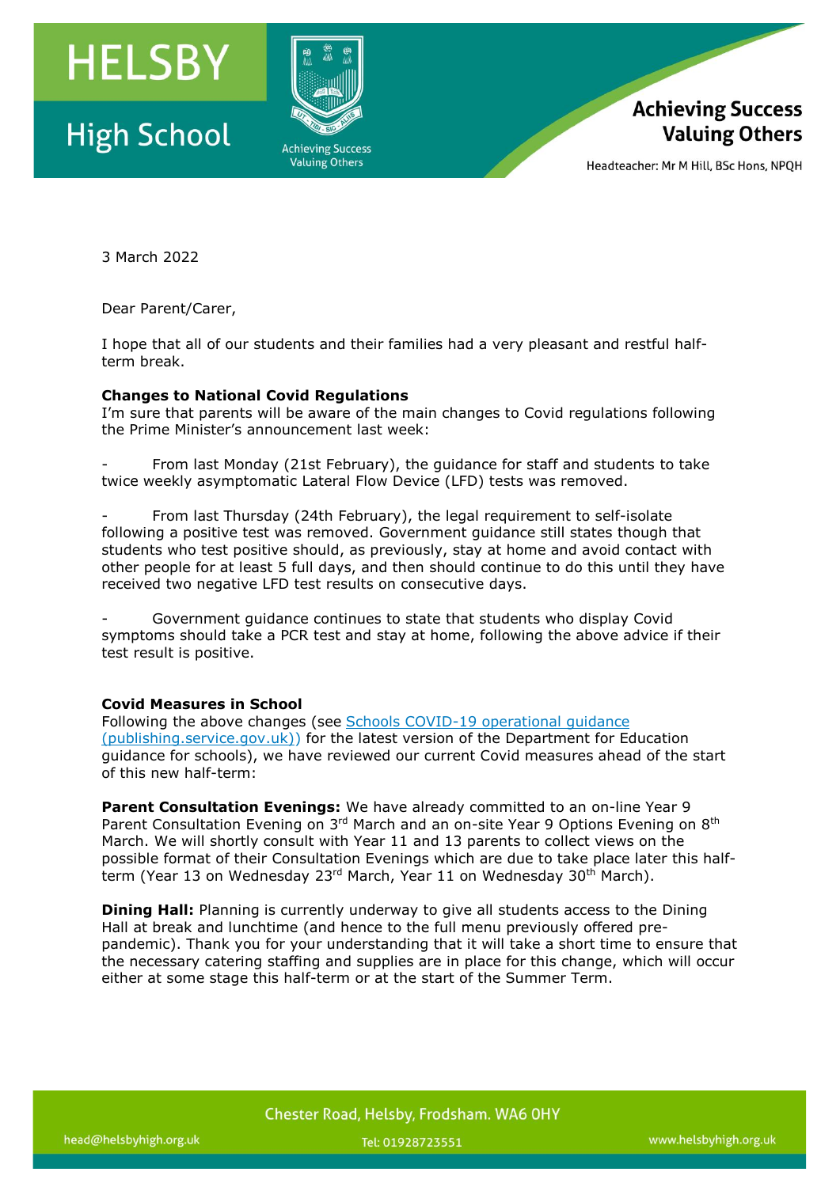3 March 2022

Dear Parent/Carer,

I hope that all of our students and their families had a very pleasant and restful half-term break.

**Changes to National Covid Regulations**

I'm sure that parents will be aware of the main changes to Covid regulations following the Prime Minister's announcement last week:

- From last Monday (21st February), the guidance for staff and students to take twice weekly asymptomatic Lateral Flow Device (LFD) tests was removed.

- From last Thursday (24th February), the legal requirement to self-isolate following a positive test was removed. Government guidance still states though that students who test positive should, as previously, stay at home and avoid contact with other people for at least 5 full days, and then should continue to do this until they have received two negative LFD test results on consecutive days.

- Government guidance continues to state that students who display Covid symptoms should take a PCR test and stay at home, following the above advice if their test result is positive.

**Covid Measures in School**

Following the above changes (see [Schools COVID-19 operational guidance (publishing.service.gov.uk))](publishing.service.gov.uk) for the latest version of the Department for Education guidance for schools), we have reviewed our current Covid measures ahead of the start of this new half-term:

**Parent Consultation Evenings:** We have already committed to an on-line Year 9 Parent Consultation Evening on 3rd March and an on-site Year 9 Options Evening on 8th March. We will shortly consult with Year 11 and 13 parents to collect views on the possible format of their Consultation Evenings which are due to take place later this half-term (Year 13 on Wednesday 23rd March, Year 11 on Wednesday 30th March).

**Dining Hall:** Planning is currently underway to give all students access to the Dining Hall at break and lunchtime (and hence to the full menu previously offered pre-pandemic). Thank you for your understanding that it will take a short time to ensure that the necessary catering staffing and supplies are in place for this change, which will occur either at some stage this half-term or at the start of the Summer Term.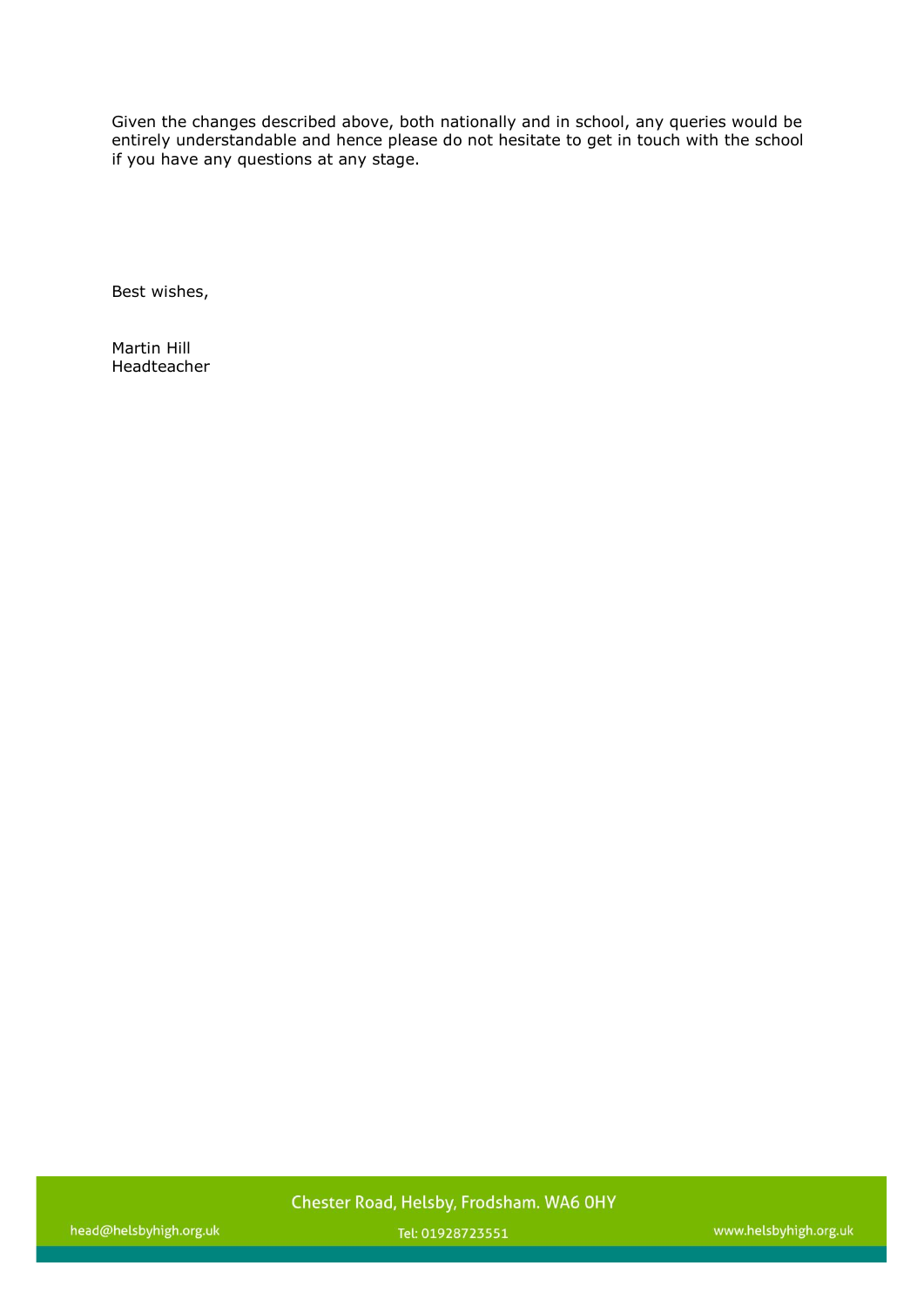Given the changes described above, both nationally and in school, any queries would be entirely understandable and hence please do not hesitate to get in touch with the school if you have any questions at any stage.

Best wishes,

Martin Hill
Headteacher